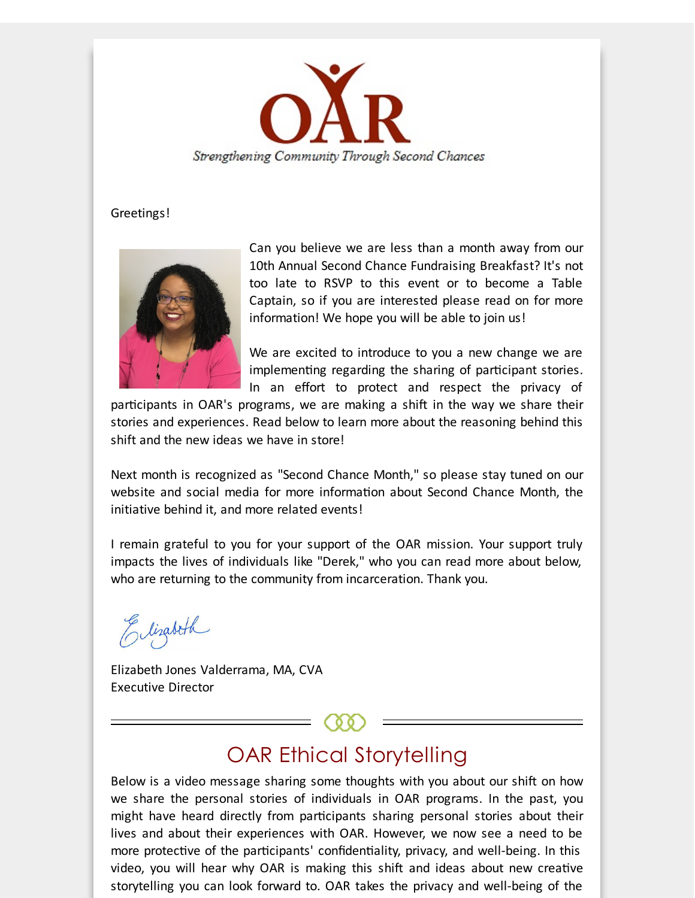OAR

*Strengthening Community Through Second Chances*

Greetings!

Can you believe we are less than a month away from our 10th Annual Second Chance Fundraising Breakfast? It's not too late to RSVP to this event or to become a Table Captain, so if you are interested please read on for more information! We hope you will be able to join us!

We are excited to introduce to you a new change we are implementing regarding the sharing of participant stories. In an effort to protect and respect the privacy of participants in OAR's programs, we are making a shift in the way we share their stories and experiences. Read below to learn more about the reasoning behind this shift and the new ideas we have in store!

Next month is recognized as "Second Chance Month," so please stay tuned on our website and social media for more information about Second Chance Month, the initiative behind it, and more related events!

I remain grateful to you for your support of the OAR mission. Your support truly impacts the lives of individuals like "Derek," who you can read more about below, who are returning to the community from incarceration. Thank you.

Elizabeth

Elizabeth Jones Valderrama, MA, CVA
Executive Director

## OAR Ethical Storytelling

Below is a video message sharing some thoughts with you about our shift on how we share the personal stories of individuals in OAR programs. In the past, you might have heard directly from participants sharing personal stories about their lives and about their experiences with OAR. However, we now see a need to be more protective of the participants' confidentiality, privacy, and well-being. In this video, you will hear why OAR is making this shift and ideas about new creative storytelling you can look forward to. OAR takes the privacy and well-being of the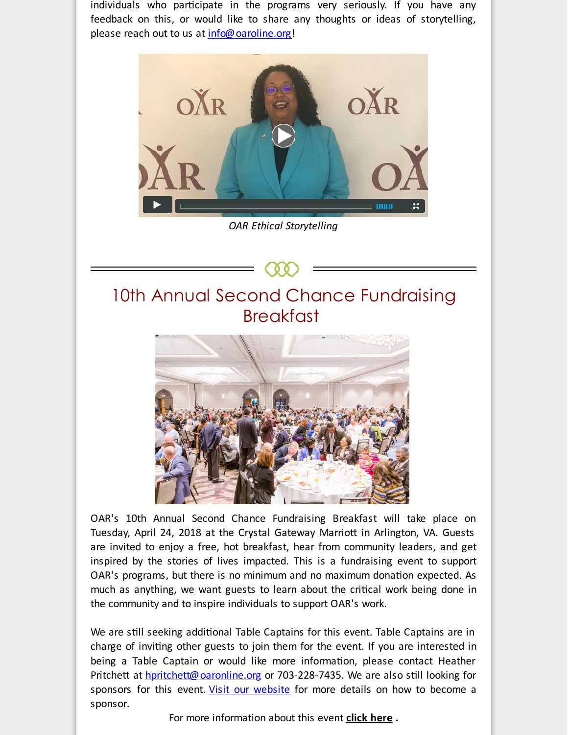individuals who participate in the programs very seriously. If you have any feedback on this, or would like to share any thoughts or ideas of storytelling, please reach out to us at info@oaroline.org!

*OAR Ethical Storytelling*

## 10th Annual Second Chance Fundraising Breakfast

OAR's 10th Annual Second Chance Fundraising Breakfast will take place on Tuesday, April 24, 2018 at the Crystal Gateway Marriott in Arlington, VA. Guests are invited to enjoy a free, hot breakfast, hear from community leaders, and get inspired by the stories of lives impacted. This is a fundraising event to support OAR's programs, but there is no minimum and no maximum donation expected. As much as anything, we want guests to learn about the critical work being done in the community and to inspire individuals to support OAR's work.

We are still seeking additional Table Captains for this event. Table Captains are in charge of inviting other guests to join them for the event. If you are interested in being a Table Captain or would like more information, please contact Heather Pritchett at hpritchett@oaronline.org or 703-228-7435. We are also still looking for sponsors for this event. Visit our website for more details on how to become a sponsor.

For more information about this event **click here** .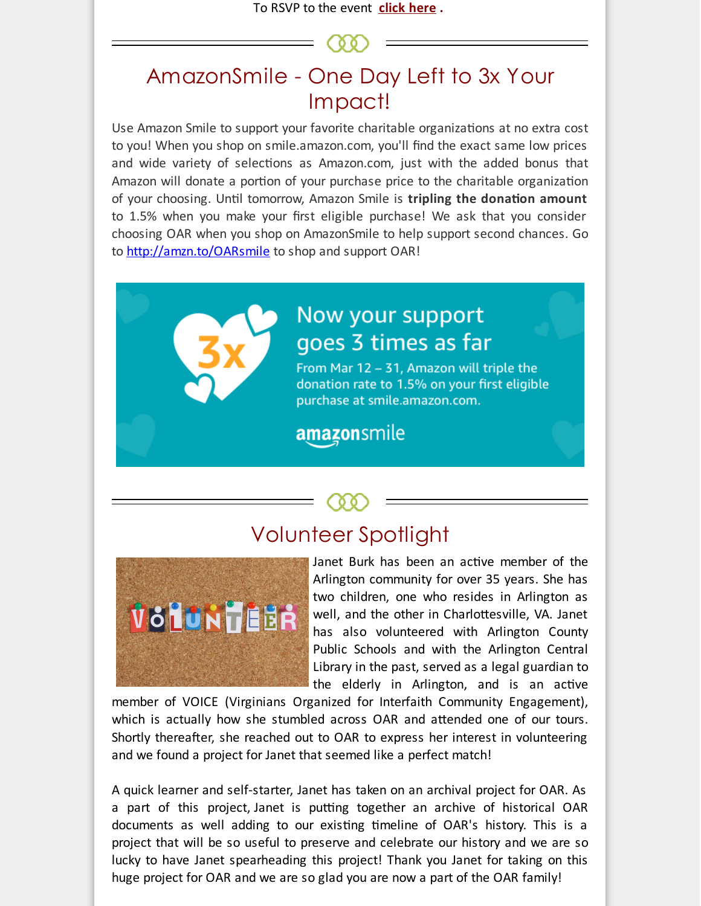To RSVP to the event **click here** .

## AmazonSmile - One Day Left to 3x Your Impact!

Use Amazon Smile to support your favorite charitable organizations at no extra cost to you! When you shop on smile.amazon.com, you'll find the exact same low prices and wide variety of selections as Amazon.com, just with the added bonus that Amazon will donate a portion of your purchase price to the charitable organization of your choosing. Until tomorrow, Amazon Smile is **tripling the donation amount** to 1.5% when you make your first eligible purchase! We ask that you consider choosing OAR when you shop on AmazonSmile to help support second chances. Go to http://amzn.to/OARsmile to shop and support OAR!

Now your support goes 3 times as far

From Mar 12 – 31, Amazon will triple the donation rate to 1.5% on your first eligible purchase at smile.amazon.com.

amazonsmile

## Volunteer Spotlight

Janet Burk has been an active member of the Arlington community for over 35 years. She has two children, one who resides in Arlington as well, and the other in Charlottesville, VA. Janet has also volunteered with Arlington County Public Schools and with the Arlington Central Library in the past, served as a legal guardian to the elderly in Arlington, and is an active member of VOICE (Virginians Organized for Interfaith Community Engagement), which is actually how she stumbled across OAR and attended one of our tours. Shortly thereafter, she reached out to OAR to express her interest in volunteering and we found a project for Janet that seemed like a perfect match!

A quick learner and self-starter, Janet has taken on an archival project for OAR. As a part of this project, Janet is putting together an archive of historical OAR documents as well adding to our existing timeline of OAR's history. This is a project that will be so useful to preserve and celebrate our history and we are so lucky to have Janet spearheading this project! Thank you Janet for taking on this huge project for OAR and we are so glad you are now a part of the OAR family!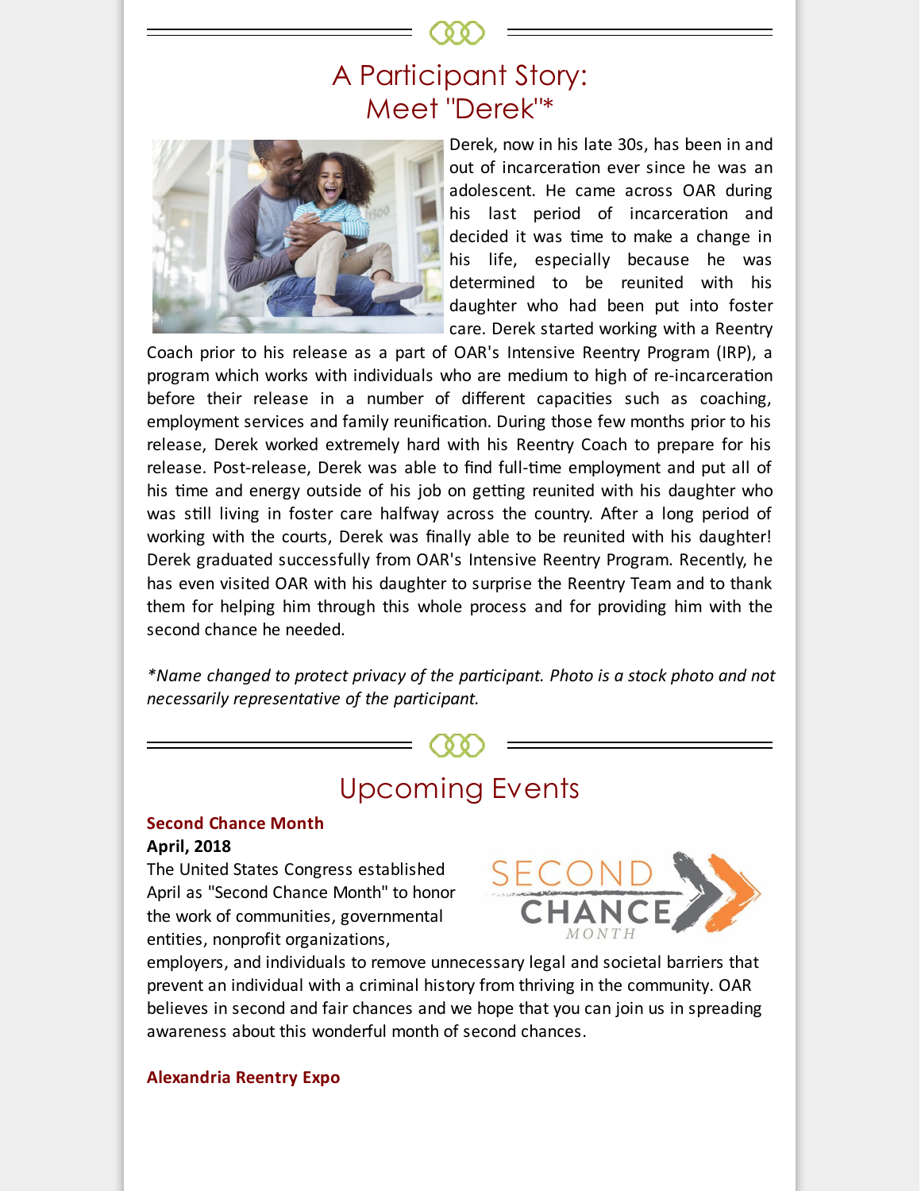## A Participant Story: Meet "Derek"*

Derek, now in his late 30s, has been in and out of incarceration ever since he was an adolescent. He came across OAR during his last period of incarceration and decided it was time to make a change in his life, especially because he was determined to be reunited with his daughter who had been put into foster care. Derek started working with a Reentry Coach prior to his release as a part of OAR's Intensive Reentry Program (IRP), a program which works with individuals who are medium to high of re-incarceration before their release in a number of different capacities such as coaching, employment services and family reunification. During those few months prior to his release, Derek worked extremely hard with his Reentry Coach to prepare for his release. Post-release, Derek was able to find full-time employment and put all of his time and energy outside of his job on getting reunited with his daughter who was still living in foster care halfway across the country. After a long period of working with the courts, Derek was finally able to be reunited with his daughter! Derek graduated successfully from OAR's Intensive Reentry Program. Recently, he has even visited OAR with his daughter to surprise the Reentry Team and to thank them for helping him through this whole process and for providing him with the second chance he needed.

*\*Name changed to protect privacy of the participant. Photo is a stock photo and not necessarily representative of the participant.*

## Upcoming Events

**Second Chance Month**

**April, 2018**

The United States Congress established April as "Second Chance Month" to honor the work of communities, governmental entities, nonprofit organizations, employers, and individuals to remove unnecessary legal and societal barriers that prevent an individual with a criminal history from thriving in the community. OAR believes in second and fair chances and we hope that you can join us in spreading awareness about this wonderful month of second chances.

**Alexandria Reentry Expo**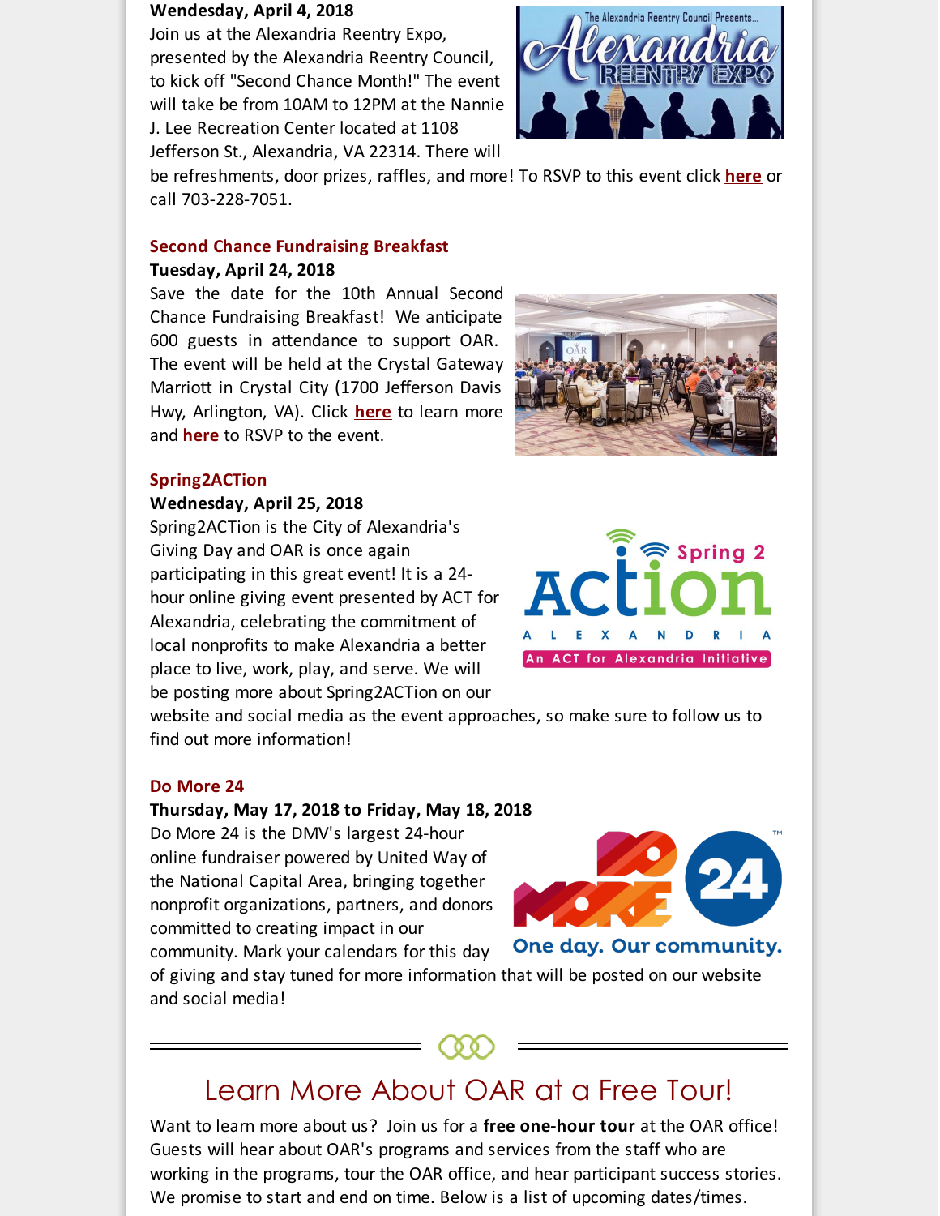**Wenedesday, April 4, 2018**
Join us at the Alexandria Reentry Expo, presented by the Alexandria Reentry Council, to kick off "Second Chance Month!" The event will take be from 10AM to 12PM at the Nannie J. Lee Recreation Center located at 1108 Jefferson St., Alexandria, VA 22314. There will be refreshments, door prizes, raffles, and more! To RSVP to this event click **here** or call 703-228-7051.

### Second Chance Fundraising Breakfast

**Tuesday, April 24, 2018**
Save the date for the 10th Annual Second Chance Fundraising Breakfast! We anticipate 600 guests in attendance to support OAR. The event will be held at the Crystal Gateway Marriott in Crystal City (1700 Jefferson Davis Hwy, Arlington, VA). Click **here** to learn more and **here** to RSVP to the event.

### Spring2ACTion

**Wednesday, April 25, 2018**
Spring2ACTion is the City of Alexandria's Giving Day and OAR is once again participating in this great event! It is a 24-hour online giving event presented by ACT for Alexandria, celebrating the commitment of local nonprofits to make Alexandria a better place to live, work, play, and serve. We will be posting more about Spring2ACTion on our website and social media as the event approaches, so make sure to follow us to find out more information!

### Do More 24

**Thursday, May 17, 2018 to Friday, May 18, 2018**
Do More 24 is the DMV's largest 24-hour online fundraiser powered by United Way of the National Capital Area, bringing together nonprofit organizations, partners, and donors committed to creating impact in our community. Mark your calendars for this day of giving and stay tuned for more information that will be posted on our website and social media!

## Learn More About OAR at a Free Tour!

Want to learn more about us? Join us for a **free one-hour tour** at the OAR office! Guests will hear about OAR's programs and services from the staff who are working in the programs, tour the OAR office, and hear participant success stories. We promise to start and end on time. Below is a list of upcoming dates/times.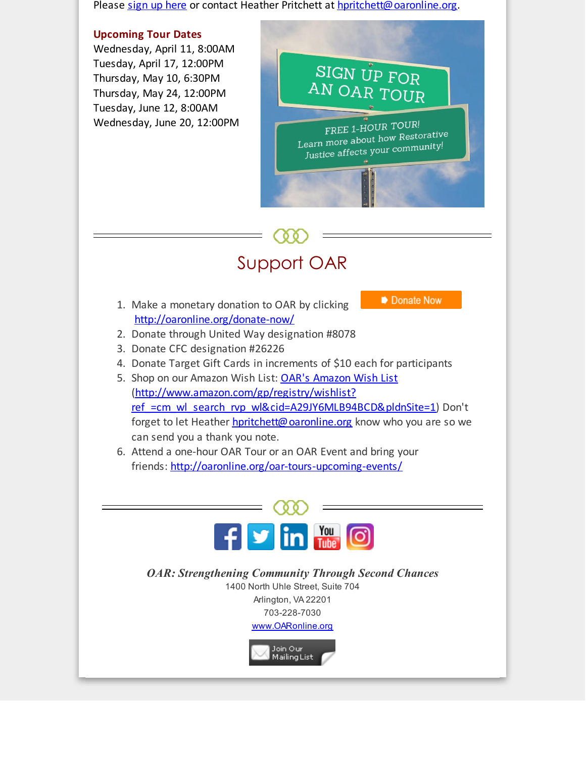Please sign up here or contact Heather Pritchett at hpritchett@oaronline.org.

**Upcoming Tour Dates**

Wednesday, April 11, 8:00AM
Tuesday, April 17, 12:00PM
Thursday, May 10, 6:30PM
Thursday, May 24, 12:00PM
Tuesday, June 12, 8:00AM
Wednesday, June 20, 12:00PM

## Support OAR

1. Make a monetary donation to OAR by clicking http://oaronline.org/donate-now/
2. Donate through United Way designation #8078
3. Donate CFC designation #26226
4. Donate Target Gift Cards in increments of $10 each for participants
5. Shop on our Amazon Wish List: OAR's Amazon Wish List (http://www.amazon.com/gp/registry/wishlist?ref_=cm_wl_search_rvp_wl&cid=A29JY6MLB94BCD&pldnSite=1) Don't forget to let Heather hpritchett@oaronline.org know who you are so we can send you a thank you note.
6. Attend a one-hour OAR Tour or an OAR Event and bring your friends: http://oaronline.org/oar-tours-upcoming-events/

***OAR: Strengthening Community Through Second Chances***

1400 North Uhle Street, Suite 704
Arlington, VA 22201
703-228-7030
www.OARonline.org